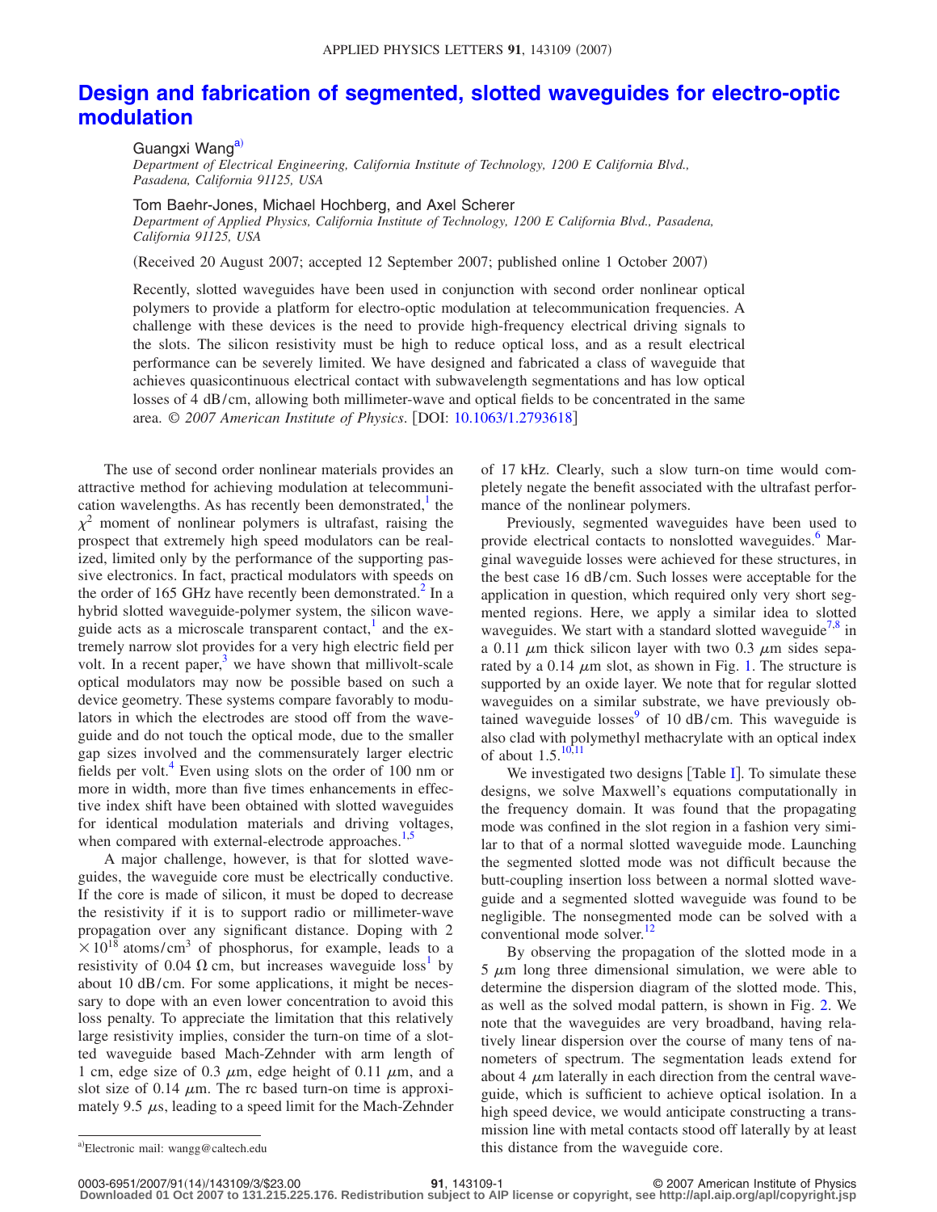# Design and fabrication of segmented, slotted waveguides for electro-optic modulation

Guangxi Wang[a)]
*Department of Electrical Engineering, California Institute of Technology, 1200 E California Blvd., Pasadena, California 91125, USA*

Tom Baehr-Jones, Michael Hochberg, and Axel Scherer
*Department of Applied Physics, California Institute of Technology, 1200 E California Blvd., Pasadena, California 91125, USA*

(Received 20 August 2007; accepted 12 September 2007; published online 1 October 2007)

Recently, slotted waveguides have been used in conjunction with second order nonlinear optical polymers to provide a platform for electro-optic modulation at telecommunication frequencies. A challenge with these devices is the need to provide high-frequency electrical driving signals to the slots. The silicon resistivity must be high to reduce optical loss, and as a result electrical performance can be severely limited. We have designed and fabricated a class of waveguide that achieves quasicontinuous electrical contact with subwavelength segmentations and has low optical losses of 4 dB/cm, allowing both millimeter-wave and optical fields to be concentrated in the same area. *© 2007 American Institute of Physics*. [DOI: 10.1063/1.2793618]

The use of second order nonlinear materials provides an attractive method for achieving modulation at telecommunication wavelengths. As has recently been demonstrated,[1] the $\chi^2$ moment of nonlinear polymers is ultrafast, raising the prospect that extremely high speed modulators can be realized, limited only by the performance of the supporting passive electronics. In fact, practical modulators with speeds on the order of 165 GHz have recently been demonstrated.[2] In a hybrid slotted waveguide-polymer system, the silicon waveguide acts as a microscale transparent contact,[1] and the extremely narrow slot provides for a very high electric field per volt. In a recent paper,[3] we have shown that millivolt-scale optical modulators may now be possible based on such a device geometry. These systems compare favorably to modulators in which the electrodes are stood off from the waveguide and do not touch the optical mode, due to the smaller gap sizes involved and the commensurately larger electric fields per volt.[4] Even using slots on the order of 100 nm or more in width, more than five times enhancements in effective index shift have been obtained with slotted waveguides for identical modulation materials and driving voltages, when compared with external-electrode approaches.[1,5]

A major challenge, however, is that for slotted waveguides, the waveguide core must be electrically conductive. If the core is made of silicon, it must be doped to decrease the resistivity if it is to support radio or millimeter-wave propagation over any significant distance. Doping with $2 \times 10^{18}$ atoms/cm$^3$ of phosphorus, for example, leads to a resistivity of 0.04 $\Omega$ cm, but increases waveguide loss[1] by about 10 dB/cm. For some applications, it might be necessary to dope with an even lower concentration to avoid this loss penalty. To appreciate the limitation that this relatively large resistivity implies, consider the turn-on time of a slotted waveguide based Mach-Zehnder with arm length of 1 cm, edge size of 0.3 $\mu$m, edge height of 0.11 $\mu$m, and a slot size of 0.14 $\mu$m. The rc based turn-on time is approximately 9.5 $\mu$s, leading to a speed limit for the Mach-Zehnder of 17 kHz. Clearly, such a slow turn-on time would completely negate the benefit associated with the ultrafast performance of the nonlinear polymers.

Previously, segmented waveguides have been used to provide electrical contacts to nonslotted waveguides.[6] Marginal waveguide losses were achieved for these structures, in the best case 16 dB/cm. Such losses were acceptable for the application in question, which required only very short segmented regions. Here, we apply a similar idea to slotted waveguides. We start with a standard slotted waveguide[7,8] in a 0.11 $\mu$m thick silicon layer with two 0.3 $\mu$m sides separated by a 0.14 $\mu$m slot, as shown in Fig. 1. The structure is supported by an oxide layer. We note that for regular slotted waveguides on a similar substrate, we have previously obtained waveguide losses[9] of 10 dB/cm. This waveguide is also clad with polymethyl methacrylate with an optical index of about 1.5.[10,11]

We investigated two designs [Table I]. To simulate these designs, we solve Maxwell's equations computationally in the frequency domain. It was found that the propagating mode was confined in the slot region in a fashion very similar to that of a normal slotted waveguide mode. Launching the segmented slotted mode was not difficult because the butt-coupling insertion loss between a normal slotted waveguide and a segmented slotted waveguide was found to be negligible. The nonsegmented mode can be solved with a conventional mode solver.[12]

By observing the propagation of the slotted mode in a 5 $\mu$m long three dimensional simulation, we were able to determine the dispersion diagram of the slotted mode. This, as well as the solved modal pattern, is shown in Fig. 2. We note that the waveguides are very broadband, having relatively linear dispersion over the course of many tens of nanometers of spectrum. The segmentation leads extend for about 4 $\mu$m laterally in each direction from the central waveguide, which is sufficient to achieve optical isolation. In a high speed device, we would anticipate constructing a transmission line with metal contacts stood off laterally by at least this distance from the waveguide core.

[a)]Electronic mail: wangg@caltech.edu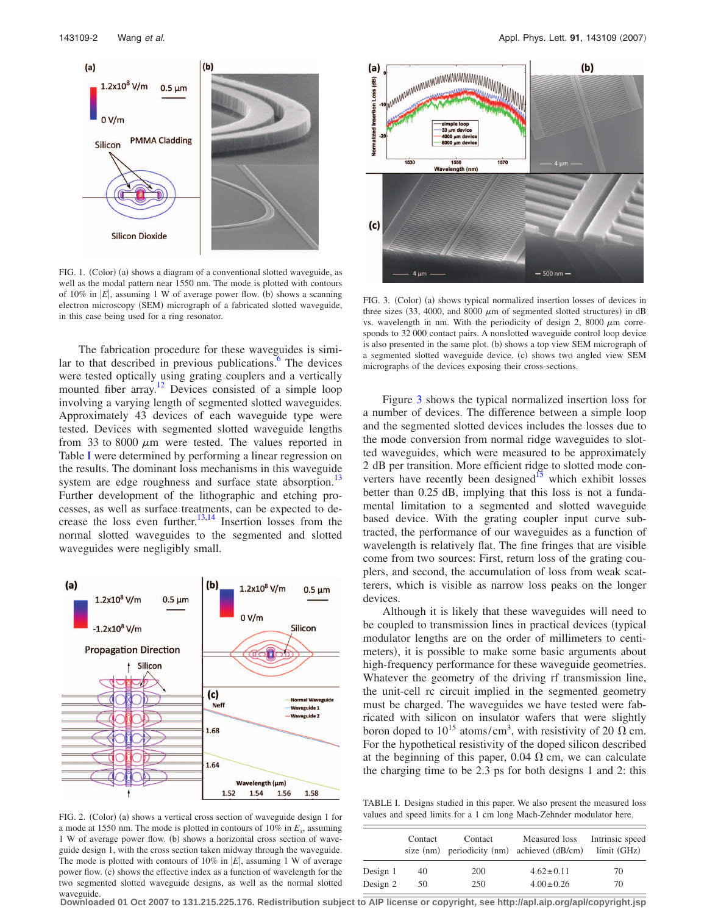FIG. 1. (Color) (a) shows a diagram of a conventional slotted waveguide, as well as the modal pattern near 1550 nm. The mode is plotted with contours of 10% in $|E|$, assuming 1 W of average power flow. (b) shows a scanning electron microscopy (SEM) micrograph of a fabricated slotted waveguide, in this case being used for a ring resonator.

The fabrication procedure for these waveguides is similar to that described in previous publications.[6] The devices were tested optically using grating couplers and a vertically mounted fiber array.[12] Devices consisted of a simple loop involving a varying length of segmented slotted waveguides. Approximately 43 devices of each waveguide type were tested. Devices with segmented slotted waveguide lengths from 33 to 8000 $\mu$m were tested. The values reported in Table I were determined by performing a linear regression on the results. The dominant loss mechanisms in this waveguide system are edge roughness and surface state absorption.[13] Further development of the lithographic and etching processes, as well as surface treatments, can be expected to decrease the loss even further.[13,14] Insertion losses from the normal slotted waveguides to the segmented and slotted waveguides were negligibly small.

FIG. 2. (Color) (a) shows a vertical cross section of waveguide design 1 for a mode at 1550 nm. The mode is plotted in contours of 10% in $E_x$, assuming 1 W of average power flow. (b) shows a horizontal cross section of waveguide design 1, with the cross section taken midway through the waveguide. The mode is plotted with contours of 10% in $|E|$, assuming 1 W of average power flow. (c) shows the effective index as a function of wavelength for the two segmented slotted waveguide designs, as well as the normal slotted waveguide.

FIG. 3. (Color) (a) shows typical normalized insertion losses of devices in three sizes (33, 4000, and 8000 $\mu$m of segmented slotted structures) in dB vs. wavelength in nm. With the periodicity of design 2, 8000 $\mu$m corresponds to 32 000 contact pairs. A nonslotted waveguide control loop device is also presented in the same plot. (b) shows a top view SEM micrograph of a segmented slotted waveguide device. (c) shows two angled view SEM micrographs of the devices exposing their cross-sections.

Figure 3 shows the typical normalized insertion loss for a number of devices. The difference between a simple loop and the segmented slotted devices includes the losses due to the mode conversion from normal ridge waveguides to slotted waveguides, which were measured to be approximately 2 dB per transition. More efficient ridge to slotted mode converters have recently been designed[15] which exhibit losses better than 0.25 dB, implying that this loss is not a fundamental limitation to a segmented and slotted waveguide based device. With the grating coupler input curve subtracted, the performance of our waveguides as a function of wavelength is relatively flat. The fine fringes that are visible come from two sources: First, return loss of the grating couplers, and second, the accumulation of loss from weak scatterers, which is visible as narrow loss peaks on the longer devices.

Although it is likely that these waveguides will need to be coupled to transmission lines in practical devices (typical modulator lengths are on the order of millimeters to centimeters), it is possible to make some basic arguments about high-frequency performance for these waveguide geometries. Whatever the geometry of the driving rf transmission line, the unit-cell rc circuit implied in the segmented geometry must be charged. The waveguides we have tested were fabricated with silicon on insulator wafers that were slightly boron doped to $10^{15}$ atoms/cm$^3$, with resistivity of 20 $\Omega$ cm. For the hypothetical resistivity of the doped silicon described at the beginning of this paper, 0.04 $\Omega$ cm, we can calculate the charging time to be 2.3 ps for both designs 1 and 2: this

TABLE I. Designs studied in this paper. We also present the measured loss values and speed limits for a 1 cm long Mach-Zehnder modulator here.

| | Contact size (nm) | Contact periodicity (nm) | Measured loss achieved (dB/cm) | Intrinsic speed limit (GHz) |
|---|---|---|---|---|
| Design 1 | 40 | 200 | 4.62±0.11 | 70 |
| Design 2 | 50 | 250 | 4.00±0.26 | 70 |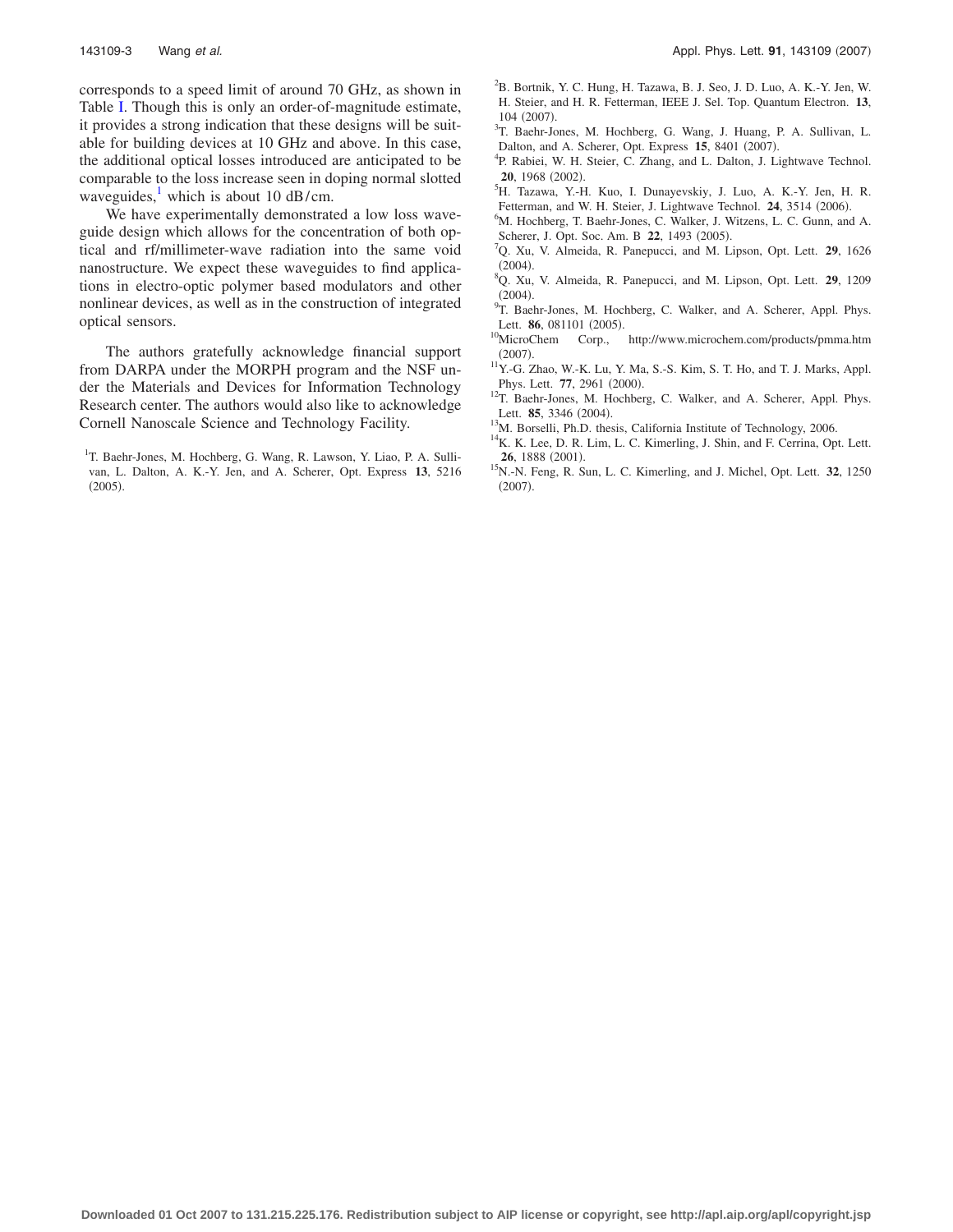corresponds to a speed limit of around 70 GHz, as shown in Table I. Though this is only an order-of-magnitude estimate, it provides a strong indication that these designs will be suitable for building devices at 10 GHz and above. In this case, the additional optical losses introduced are anticipated to be comparable to the loss increase seen in doping normal slotted waveguides,[1] which is about 10 dB/cm.

We have experimentally demonstrated a low loss waveguide design which allows for the concentration of both optical and rf/millimeter-wave radiation into the same void nanostructure. We expect these waveguides to find applications in electro-optic polymer based modulators and other nonlinear devices, as well as in the construction of integrated optical sensors.

The authors gratefully acknowledge financial support from DARPA under the MORPH program and the NSF under the Materials and Devices for Information Technology Research center. The authors would also like to acknowledge Cornell Nanoscale Science and Technology Facility.

[1] T. Baehr-Jones, M. Hochberg, G. Wang, R. Lawson, Y. Liao, P. A. Sullivan, L. Dalton, A. K.-Y. Jen, and A. Scherer, Opt. Express **13**, 5216 (2005).

[2] B. Bortnik, Y. C. Hung, H. Tazawa, B. J. Seo, J. D. Luo, A. K.-Y. Jen, W. H. Steier, and H. R. Fetterman, IEEE J. Sel. Top. Quantum Electron. **13**, 104 (2007).

[3] T. Baehr-Jones, M. Hochberg, G. Wang, J. Huang, P. A. Sullivan, L. Dalton, and A. Scherer, Opt. Express **15**, 8401 (2007).

[4] P. Rabiei, W. H. Steier, C. Zhang, and L. Dalton, J. Lightwave Technol. **20**, 1968 (2002).

[5] H. Tazawa, Y.-H. Kuo, I. Dunayevskiy, J. Luo, A. K.-Y. Jen, H. R. Fetterman, and W. H. Steier, J. Lightwave Technol. **24**, 3514 (2006).

[6] M. Hochberg, T. Baehr-Jones, C. Walker, J. Witzens, L. C. Gunn, and A. Scherer, J. Opt. Soc. Am. B **22**, 1493 (2005).

[7] Q. Xu, V. Almeida, R. Panepucci, and M. Lipson, Opt. Lett. **29**, 1626 (2004).

[8] Q. Xu, V. Almeida, R. Panepucci, and M. Lipson, Opt. Lett. **29**, 1209 (2004).

[9] T. Baehr-Jones, M. Hochberg, C. Walker, and A. Scherer, Appl. Phys. Lett. **86**, 081101 (2005).

[10] MicroChem Corp., http://www.microchem.com/products/pmma.htm (2007).

[11] Y.-G. Zhao, W.-K. Lu, Y. Ma, S.-S. Kim, S. T. Ho, and T. J. Marks, Appl. Phys. Lett. **77**, 2961 (2000).

[12] T. Baehr-Jones, M. Hochberg, C. Walker, and A. Scherer, Appl. Phys. Lett. **85**, 3346 (2004).

[13] M. Borselli, Ph.D. thesis, California Institute of Technology, 2006.

[14] K. K. Lee, D. R. Lim, L. C. Kimerling, J. Shin, and F. Cerrina, Opt. Lett. **26**, 1888 (2001).

[15] N.-N. Feng, R. Sun, L. C. Kimerling, and J. Michel, Opt. Lett. **32**, 1250 (2007).